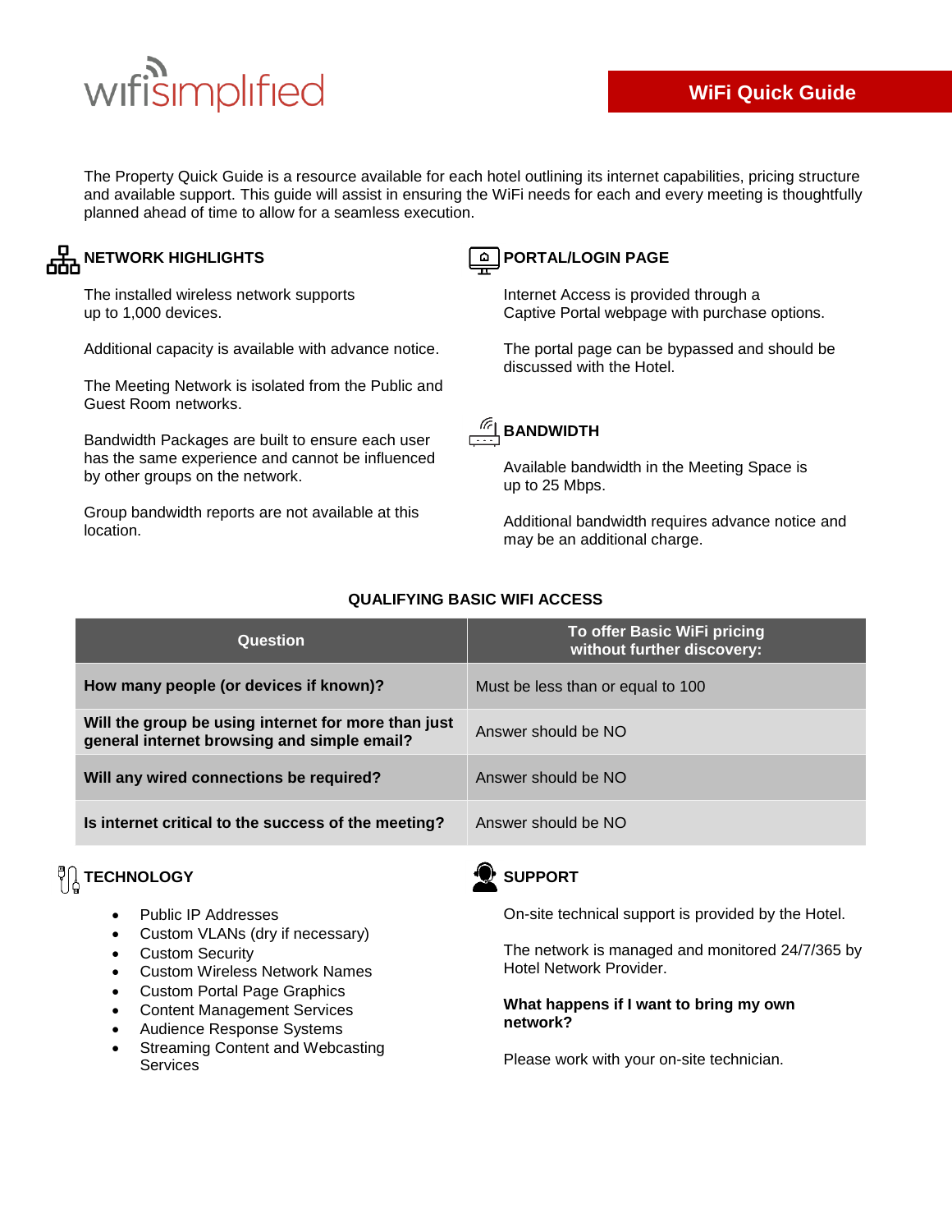wifisimplified

# WiFi Quick Guide

The Property Quick Guide is a resource available for each hotel outlining its internet capabilities, pricing structure and available support. This guide will assist in ensuring the WiFi needs for each and every meeting is thoughtfully planned ahead of time to allow for a seamless execution.

## NETWORK HIGHLIGHTS

The installed wireless network supports up to 1,000 devices.

Additional capacity is available with advance notice.

The Meeting Network is isolated from the Public and Guest Room networks.

Bandwidth Packages are built to ensure each user has the same experience and cannot be influenced by other groups on the network.

Group bandwidth reports are not available at this location.

## PORTAL/LOGIN PAGE

Internet Access is provided through a Captive Portal webpage with purchase options.

The portal page can be bypassed and should be discussed with the Hotel.

## BANDWIDTH

Available bandwidth in the Meeting Space is up to 25 Mbps.

Additional bandwidth requires advance notice and may be an additional charge.

## QUALIFYING BASIC WIFI ACCESS

| Question | To offer Basic WiFi pricing without further discovery: |
|---|---|
| **How many people (or devices if known)?** | Must be less than or equal to 100 |
| **Will the group be using internet for more than just general internet browsing and simple email?** | Answer should be NO |
| **Will any wired connections be required?** | Answer should be NO |
| **Is internet critical to the success of the meeting?** | Answer should be NO |

## TECHNOLOGY

- Public IP Addresses
- Custom VLANs (dry if necessary)
- Custom Security
- Custom Wireless Network Names
- Custom Portal Page Graphics
- Content Management Services
- Audience Response Systems
- Streaming Content and Webcasting Services

## SUPPORT

On-site technical support is provided by the Hotel.

The network is managed and monitored 24/7/365 by Hotel Network Provider.

**What happens if I want to bring my own network?**

Please work with your on-site technician.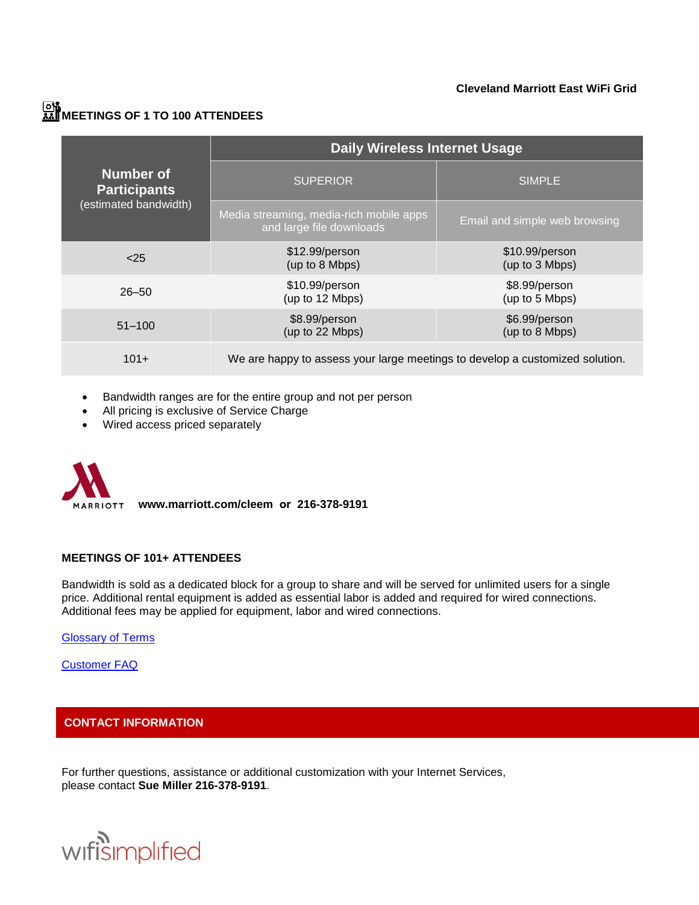**Cleveland Marriott East WiFi Grid**

## MEETINGS OF 1 TO 100 ATTENDEES

| Number of Participants (estimated bandwidth) | Daily Wireless Internet Usage | |
|---|---|---|
| | SUPERIOR | SIMPLE |
| | Media streaming, media-rich mobile apps and large file downloads | Email and simple web browsing |
| <25 | $12.99/person (up to 8 Mbps) | $10.99/person (up to 3 Mbps) |
| 26–50 | $10.99/person (up to 12 Mbps) | $8.99/person (up to 5 Mbps) |
| 51–100 | $8.99/person (up to 22 Mbps) | $6.99/person (up to 8 Mbps) |
| 101+ | We are happy to assess your large meetings to develop a customized solution. | |

- Bandwidth ranges are for the entire group and not per person
- All pricing is exclusive of Service Charge
- Wired access priced separately

MARRIOTT **www.marriott.com/cleem or 216-378-9191**

## MEETINGS OF 101+ ATTENDEES

Bandwidth is sold as a dedicated block for a group to share and will be served for unlimited users for a single price. Additional rental equipment is added as essential labor is added and required for wired connections. Additional fees may be applied for equipment, labor and wired connections.

Glossary of Terms

Customer FAQ

## CONTACT INFORMATION

For further questions, assistance or additional customization with your Internet Services, please contact **Sue Miller 216-378-9191**.

wifisimplified